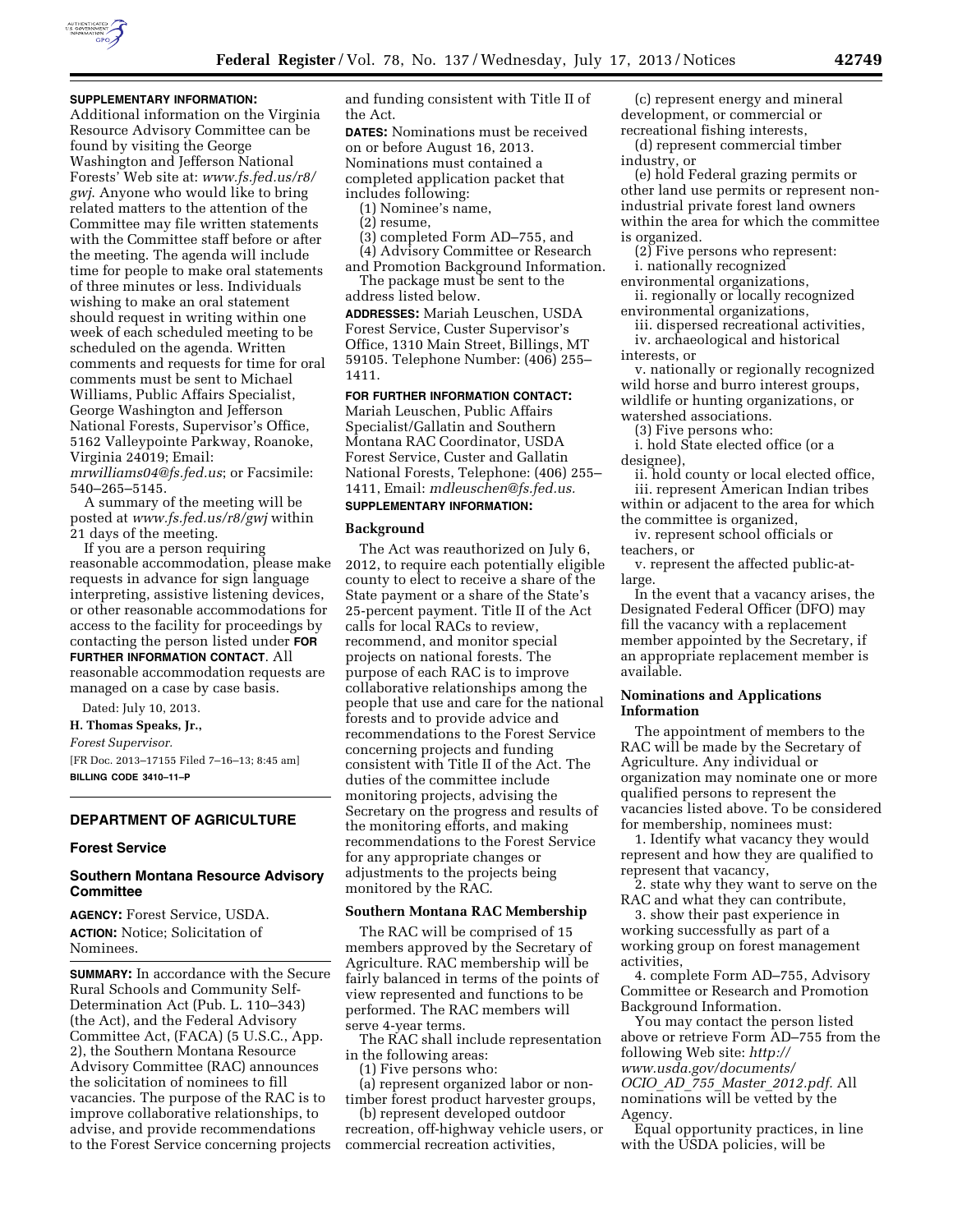**SUPPLEMENTARY INFORMATION:**

Additional information on the Virginia Resource Advisory Committee can be found by visiting the George Washington and Jefferson National Forests' Web site at: *www.fs.fed.us/r8/gwj*. Anyone who would like to bring related matters to the attention of the Committee may file written statements with the Committee staff before or after the meeting. The agenda will include time for people to make oral statements of three minutes or less. Individuals wishing to make an oral statement should request in writing within one week of each scheduled meeting to be scheduled on the agenda. Written comments and requests for time for oral comments must be sent to Michael Williams, Public Affairs Specialist, George Washington and Jefferson National Forests, Supervisor's Office, 5162 Valleypointe Parkway, Roanoke, Virginia 24019; Email: *mrwilliams04@fs.fed.us*; or Facsimile: 540–265–5145.

A summary of the meeting will be posted at *www.fs.fed.us/r8/gwj* within 21 days of the meeting.

If you are a person requiring reasonable accommodation, please make requests in advance for sign language interpreting, assistive listening devices, or other reasonable accommodations for access to the facility for proceedings by contacting the person listed under **FOR FURTHER INFORMATION CONTACT**. All reasonable accommodation requests are managed on a case by case basis.

Dated: July 10, 2013.

**H. Thomas Speaks, Jr.,**

*Forest Supervisor.*

[FR Doc. 2013–17155 Filed 7–16–13; 8:45 am]

**BILLING CODE 3410–11–P**

## DEPARTMENT OF AGRICULTURE

### Forest Service

### Southern Montana Resource Advisory Committee

**AGENCY:** Forest Service, USDA.

**ACTION:** Notice; Solicitation of Nominees.

**SUMMARY:** In accordance with the Secure Rural Schools and Community Self-Determination Act (Pub. L. 110–343) (the Act), and the Federal Advisory Committee Act, (FACA) (5 U.S.C., App. 2), the Southern Montana Resource Advisory Committee (RAC) announces the solicitation of nominees to fill vacancies. The purpose of the RAC is to improve collaborative relationships, to advise, and provide recommendations to the Forest Service concerning projects and funding consistent with Title II of the Act.

**DATES:** Nominations must be received on or before August 16, 2013. Nominations must contained a completed application packet that includes following:

(1) Nominee's name,

(2) resume,

(3) completed Form AD–755, and

(4) Advisory Committee or Research and Promotion Background Information.

The package must be sent to the address listed below.

**ADDRESSES:** Mariah Leuschen, USDA Forest Service, Custer Supervisor's Office, 1310 Main Street, Billings, MT 59105. Telephone Number: (406) 255–1411.

**FOR FURTHER INFORMATION CONTACT:** Mariah Leuschen, Public Affairs Specialist/Gallatin and Southern Montana RAC Coordinator, USDA Forest Service, Custer and Gallatin National Forests, Telephone: (406) 255–1411, Email: *mdleuschen@fs.fed.us.*

**SUPPLEMENTARY INFORMATION:**

#### Background

The Act was reauthorized on July 6, 2012, to require each potentially eligible county to elect to receive a share of the State payment or a share of the State's 25-percent payment. Title II of the Act calls for local RACs to review, recommend, and monitor special projects on national forests. The purpose of each RAC is to improve collaborative relationships among the people that use and care for the national forests and to provide advice and recommendations to the Forest Service concerning projects and funding consistent with Title II of the Act. The duties of the committee include monitoring projects, advising the Secretary on the progress and results of the monitoring efforts, and making recommendations to the Forest Service for any appropriate changes or adjustments to the projects being monitored by the RAC.

#### Southern Montana RAC Membership

The RAC will be comprised of 15 members approved by the Secretary of Agriculture. RAC membership will be fairly balanced in terms of the points of view represented and functions to be performed. The RAC members will serve 4-year terms.

The RAC shall include representation in the following areas:

(1) Five persons who:

(a) represent organized labor or non-timber forest product harvester groups,

(b) represent developed outdoor recreation, off-highway vehicle users, or commercial recreation activities,

(c) represent energy and mineral development, or commercial or recreational fishing interests,

(d) represent commercial timber industry, or

(e) hold Federal grazing permits or other land use permits or represent non-industrial private forest land owners within the area for which the committee is organized.

(2) Five persons who represent:

i. nationally recognized environmental organizations,

ii. regionally or locally recognized environmental organizations,

iii. dispersed recreational activities,

iv. archaeological and historical interests, or

v. nationally or regionally recognized wild horse and burro interest groups, wildlife or hunting organizations, or watershed associations.

(3) Five persons who:

i. hold State elected office (or a designee),

ii. hold county or local elected office,

iii. represent American Indian tribes within or adjacent to the area for which the committee is organized,

iv. represent school officials or teachers, or

v. represent the affected public-at-large.

In the event that a vacancy arises, the Designated Federal Officer (DFO) may fill the vacancy with a replacement member appointed by the Secretary, if an appropriate replacement member is available.

#### Nominations and Applications Information

The appointment of members to the RAC will be made by the Secretary of Agriculture. Any individual or organization may nominate one or more qualified persons to represent the vacancies listed above. To be considered for membership, nominees must:

1. Identify what vacancy they would represent and how they are qualified to represent that vacancy,

2. state why they want to serve on the RAC and what they can contribute,

3. show their past experience in working successfully as part of a working group on forest management activities,

4. complete Form AD–755, Advisory Committee or Research and Promotion Background Information.

You may contact the person listed above or retrieve Form AD–755 from the following Web site: *http://www.usda.gov/documents/OCIO_AD_755_Master_2012.pdf.* All nominations will be vetted by the Agency.

Equal opportunity practices, in line with the USDA policies, will be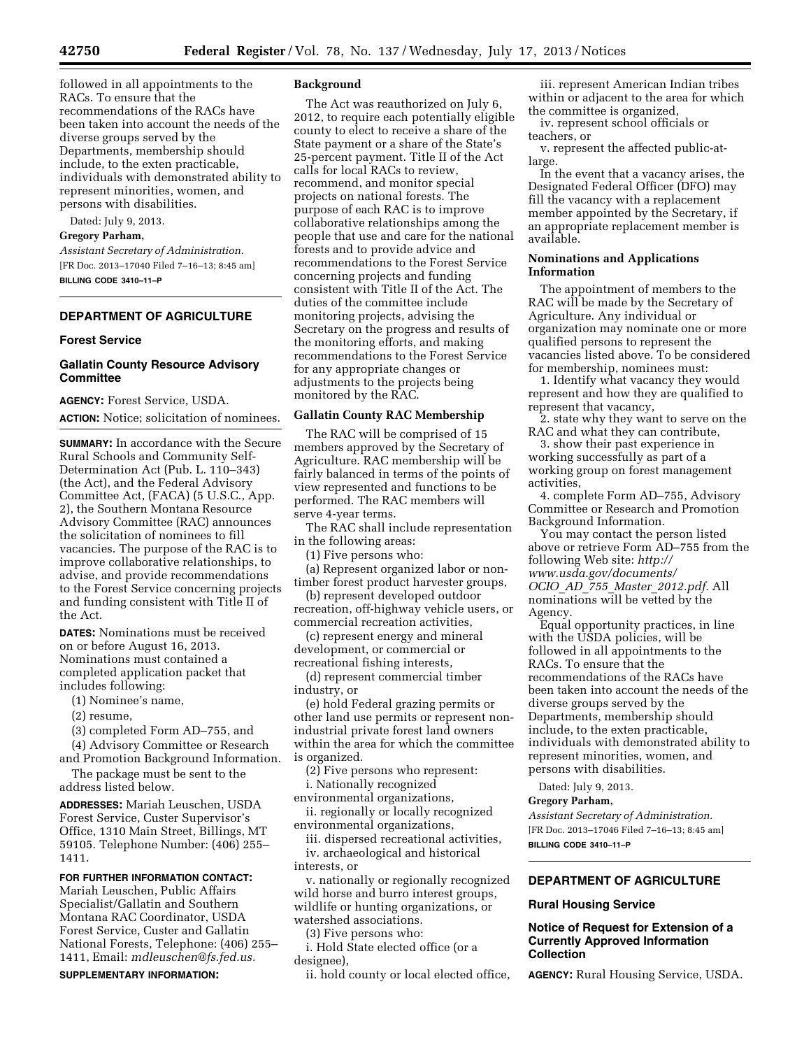followed in all appointments to the RACs. To ensure that the recommendations of the RACs have been taken into account the needs of the diverse groups served by the Departments, membership should include, to the exten practicable, individuals with demonstrated ability to represent minorities, women, and persons with disabilities.

Dated: July 9, 2013.

**Gregory Parham,**

*Assistant Secretary of Administration.*

[FR Doc. 2013–17040 Filed 7–16–13; 8:45 am]

**BILLING CODE 3410–11–P**

## DEPARTMENT OF AGRICULTURE

### Forest Service

### Gallatin County Resource Advisory Committee

**AGENCY:** Forest Service, USDA.

**ACTION:** Notice; solicitation of nominees.

**SUMMARY:** In accordance with the Secure Rural Schools and Community Self-Determination Act (Pub. L. 110–343) (the Act), and the Federal Advisory Committee Act, (FACA) (5 U.S.C., App. 2), the Southern Montana Resource Advisory Committee (RAC) announces the solicitation of nominees to fill vacancies. The purpose of the RAC is to improve collaborative relationships, to advise, and provide recommendations to the Forest Service concerning projects and funding consistent with Title II of the Act.

**DATES:** Nominations must be received on or before August 16, 2013. Nominations must contained a completed application packet that includes following:

(1) Nominee's name,

(2) resume,

(3) completed Form AD–755, and

(4) Advisory Committee or Research and Promotion Background Information.

The package must be sent to the address listed below.

**ADDRESSES:** Mariah Leuschen, USDA Forest Service, Custer Supervisor's Office, 1310 Main Street, Billings, MT 59105. Telephone Number: (406) 255–1411.

**FOR FURTHER INFORMATION CONTACT:** Mariah Leuschen, Public Affairs Specialist/Gallatin and Southern Montana RAC Coordinator, USDA Forest Service, Custer and Gallatin National Forests, Telephone: (406) 255–1411, Email: *mdleuschen@fs.fed.us.*

**SUPPLEMENTARY INFORMATION:**

**Background**

The Act was reauthorized on July 6, 2012, to require each potentially eligible county to elect to receive a share of the State payment or a share of the State's 25-percent payment. Title II of the Act calls for local RACs to review, recommend, and monitor special projects on national forests. The purpose of each RAC is to improve collaborative relationships among the people that use and care for the national forests and to provide advice and recommendations to the Forest Service concerning projects and funding consistent with Title II of the Act. The duties of the committee include monitoring projects, advising the Secretary on the progress and results of the monitoring efforts, and making recommendations to the Forest Service for any appropriate changes or adjustments to the projects being monitored by the RAC.

**Gallatin County RAC Membership**

The RAC will be comprised of 15 members approved by the Secretary of Agriculture. RAC membership will be fairly balanced in terms of the points of view represented and functions to be performed. The RAC members will serve 4-year terms.

The RAC shall include representation in the following areas:

(1) Five persons who:

(a) Represent organized labor or non-timber forest product harvester groups,

(b) represent developed outdoor recreation, off-highway vehicle users, or commercial recreation activities,

(c) represent energy and mineral development, or commercial or recreational fishing interests,

(d) represent commercial timber industry, or

(e) hold Federal grazing permits or other land use permits or represent non-industrial private forest land owners within the area for which the committee is organized.

(2) Five persons who represent:

i. Nationally recognized environmental organizations,

ii. regionally or locally recognized environmental organizations,

iii. dispersed recreational activities,

iv. archaeological and historical interests, or

v. nationally or regionally recognized wild horse and burro interest groups, wildlife or hunting organizations, or watershed associations.

(3) Five persons who:

i. Hold State elected office (or a designee),

ii. hold county or local elected office,

iii. represent American Indian tribes within or adjacent to the area for which the committee is organized,

iv. represent school officials or teachers, or

v. represent the affected public-at-large.

In the event that a vacancy arises, the Designated Federal Officer (DFO) may fill the vacancy with a replacement member appointed by the Secretary, if an appropriate replacement member is available.

**Nominations and Applications Information**

The appointment of members to the RAC will be made by the Secretary of Agriculture. Any individual or organization may nominate one or more qualified persons to represent the vacancies listed above. To be considered for membership, nominees must:

1. Identify what vacancy they would represent and how they are qualified to represent that vacancy,

2. state why they want to serve on the RAC and what they can contribute,

3. show their past experience in working successfully as part of a working group on forest management activities,

4. complete Form AD–755, Advisory Committee or Research and Promotion Background Information.

You may contact the person listed above or retrieve Form AD–755 from the following Web site: *http://www.usda.gov/documents/OCIO_AD_755_Master_2012.pdf.* All nominations will be vetted by the Agency.

Equal opportunity practices, in line with the USDA policies, will be followed in all appointments to the RACs. To ensure that the recommendations of the RACs have been taken into account the needs of the diverse groups served by the Departments, membership should include, to the exten practicable, individuals with demonstrated ability to represent minorities, women, and persons with disabilities.

Dated: July 9, 2013.

**Gregory Parham,**

*Assistant Secretary of Administration.*

[FR Doc. 2013–17046 Filed 7–16–13; 8:45 am]

**BILLING CODE 3410–11–P**

## DEPARTMENT OF AGRICULTURE

### Rural Housing Service

### Notice of Request for Extension of a Currently Approved Information Collection

**AGENCY:** Rural Housing Service, USDA.